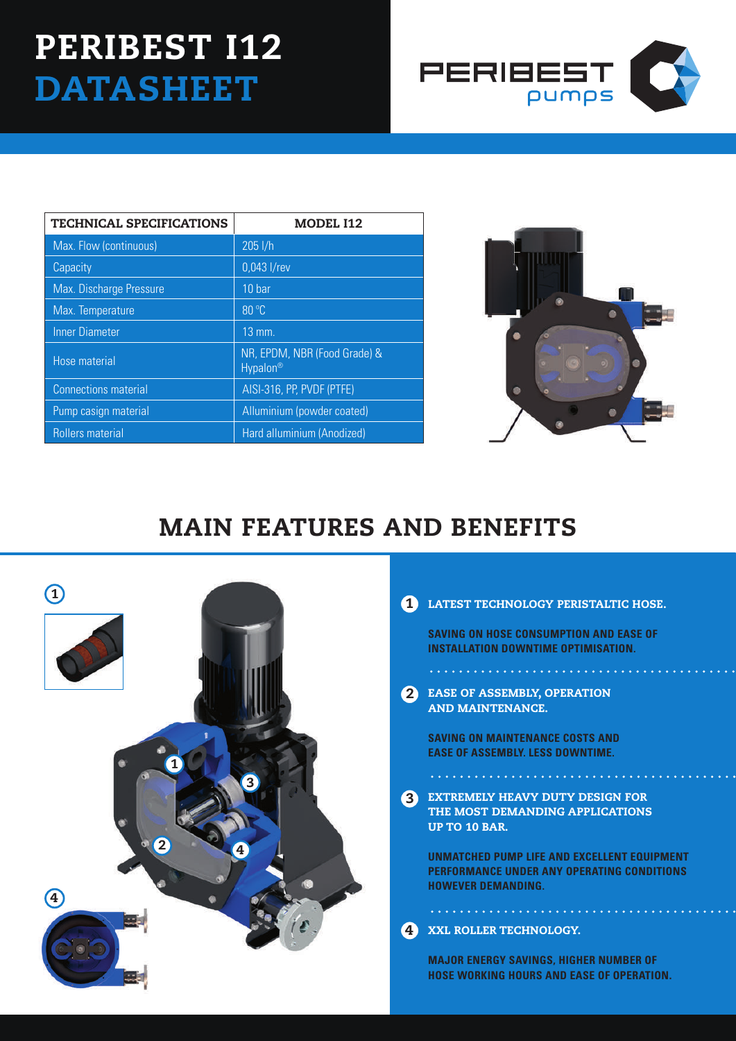# PERIBEST I12
# DATASHEET

| TECHNICAL SPECIFICATIONS | MODEL I12 |
|---|---|
| Max. Flow (continuous) | 205 l/h |
| Capacity | 0,043 l/rev |
| Max. Discharge Pressure | 10 bar |
| Max. Temperature | 80 °C |
| Inner Diameter | 13 mm. |
| Hose material | NR, EPDM, NBR (Food Grade) & Hypalon® |
| Connections material | AISI-316, PP, PVDF (PTFE) |
| Pump casign material | Alluminium (powder coated) |
| Rollers material | Hard alluminium (Anodized) |

## MAIN FEATURES AND BENEFITS

**1 LATEST TECHNOLOGY PERISTALTIC HOSE.**

SAVING ON HOSE CONSUMPTION AND EASE OF INSTALLATION DOWNTIME OPTIMISATION.

**2 EASE OF ASSEMBLY, OPERATION AND MAINTENANCE.**

SAVING ON MAINTENANCE COSTS AND EASE OF ASSEMBLY. LESS DOWNTIME.

**3 EXTREMELY HEAVY DUTY DESIGN FOR THE MOST DEMANDING APPLICATIONS UP TO 10 BAR.**

UNMATCHED PUMP LIFE AND EXCELLENT EQUIPMENT PERFORMANCE UNDER ANY OPERATING CONDITIONS HOWEVER DEMANDING.

**4 XXL ROLLER TECHNOLOGY.**

MAJOR ENERGY SAVINGS, HIGHER NUMBER OF HOSE WORKING HOURS AND EASE OF OPERATION.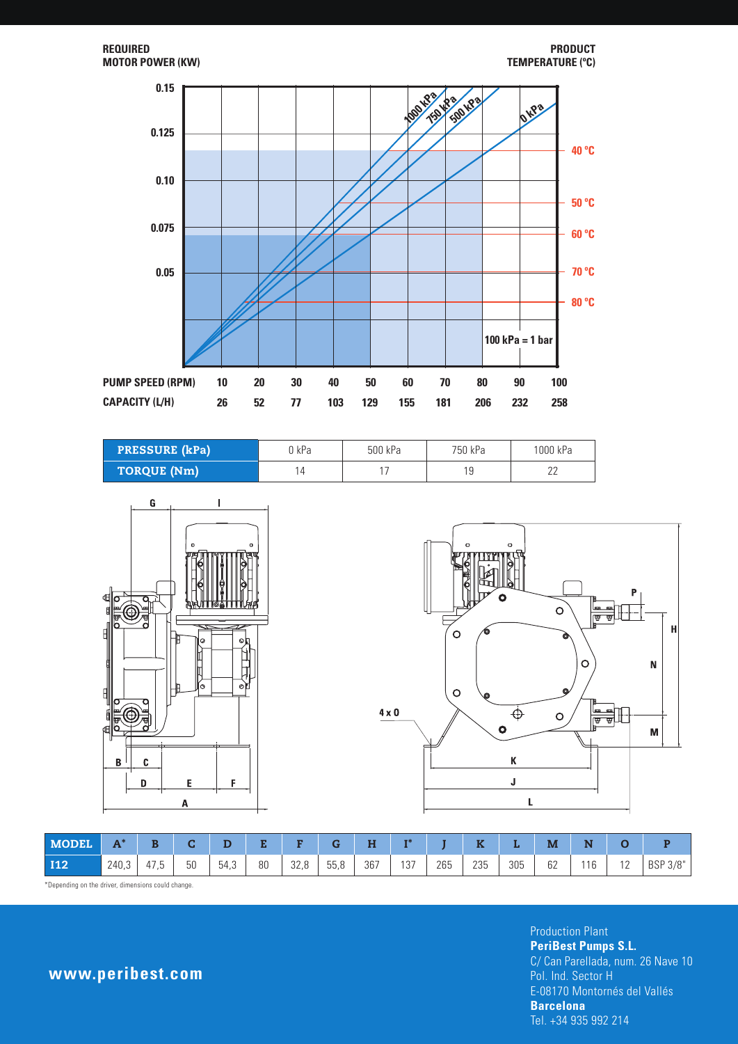REQUIRED MOTOR POWER (KW)

PRODUCT TEMPERATURE (°C)

0.15
0.125
0.10
0.075
0.05

1000 kPa
750 kPa
500 kPa
0 kPa

40 °C
50 °C
60 °C
70 °C
80 °C

100 kPa = 1 bar

PUMP SPEED (RPM) 10 20 30 40 50 60 70 80 90 100

CAPACITY (L/H) 26 52 77 103 129 155 181 206 232 258

| PRESSURE (kPa) | 0 kPa | 500 kPa | 750 kPa | 1000 kPa |
|---|---|---|---|---|
| TORQUE (Nm) | 14 | 17 | 19 | 22 |

G I B C D E F A

4 x O P H N M K J L

| MODEL | A* | B | C | D | E | F | G | H | I* | J | K | L | M | N | O | P |
|---|---|---|---|---|---|---|---|---|---|---|---|---|---|---|---|---|
| I12 | 240,3 | 47,5 | 50 | 54,3 | 80 | 32,8 | 55,8 | 367 | 137 | 265 | 235 | 305 | 62 | 116 | 12 | BSP 3/8" |

*Depending on the driver, dimensions could change.

**www.peribest.com**

Production Plant
**PeriBest Pumps S.L.**
C/ Can Parellada, num. 26 Nave 10
Pol. Ind. Sector H
E-08170 Montornés del Vallés
**Barcelona**
Tel. +34 935 992 214